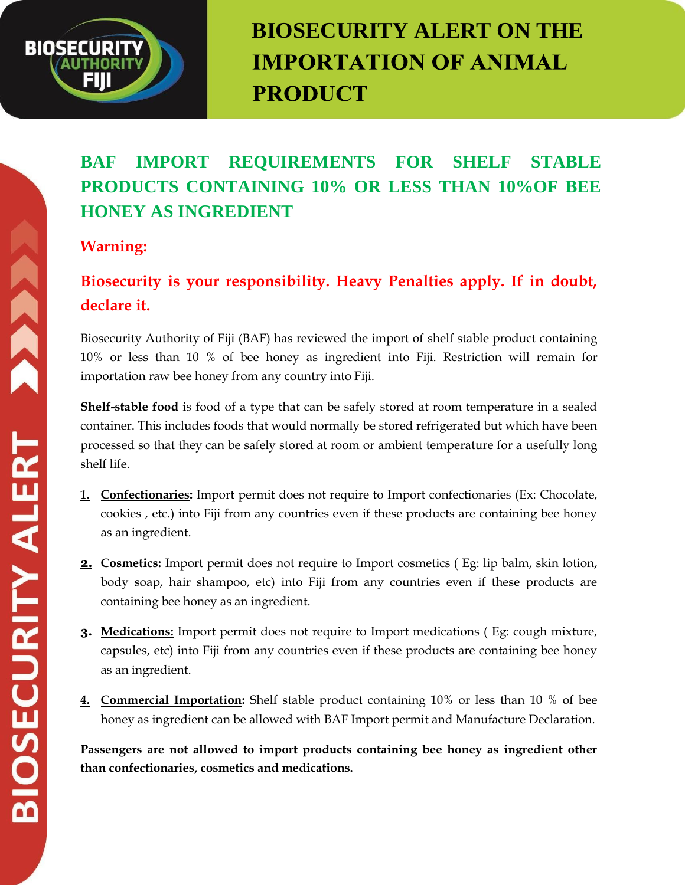# BIOSECURITY ALERT ON THE IMPORTATION OF ANIMAL PRODUCT

## BAF IMPORT REQUIREMENTS FOR SHELF STABLE PRODUCTS CONTAINING 10% OR LESS THAN 10%OF BEE HONEY AS INGREDIENT

### Warning:

### Biosecurity is your responsibility. Heavy Penalties apply. If in doubt, declare it.

Biosecurity Authority of Fiji (BAF) has reviewed the import of shelf stable product containing 10% or less than 10 % of bee honey as ingredient into Fiji. Restriction will remain for importation raw bee honey from any country into Fiji.

**Shelf-stable food** is food of a type that can be safely stored at room temperature in a sealed container. This includes foods that would normally be stored refrigerated but which have been processed so that they can be safely stored at room or ambient temperature for a usefully long shelf life.

1. **Confectionaries:** Import permit does not require to Import confectionaries (Ex: Chocolate, cookies , etc.) into Fiji from any countries even if these products are containing bee honey as an ingredient.

2. **Cosmetics:** Import permit does not require to Import cosmetics ( Eg: lip balm, skin lotion, body soap, hair shampoo, etc) into Fiji from any countries even if these products are containing bee honey as an ingredient.

3. **Medications:** Import permit does not require to Import medications ( Eg: cough mixture, capsules, etc) into Fiji from any countries even if these products are containing bee honey as an ingredient.

4. **Commercial Importation:** Shelf stable product containing 10% or less than 10 % of bee honey as ingredient can be allowed with BAF Import permit and Manufacture Declaration.

**Passengers are not allowed to import products containing bee honey as ingredient other than confectionaries, cosmetics and medications.**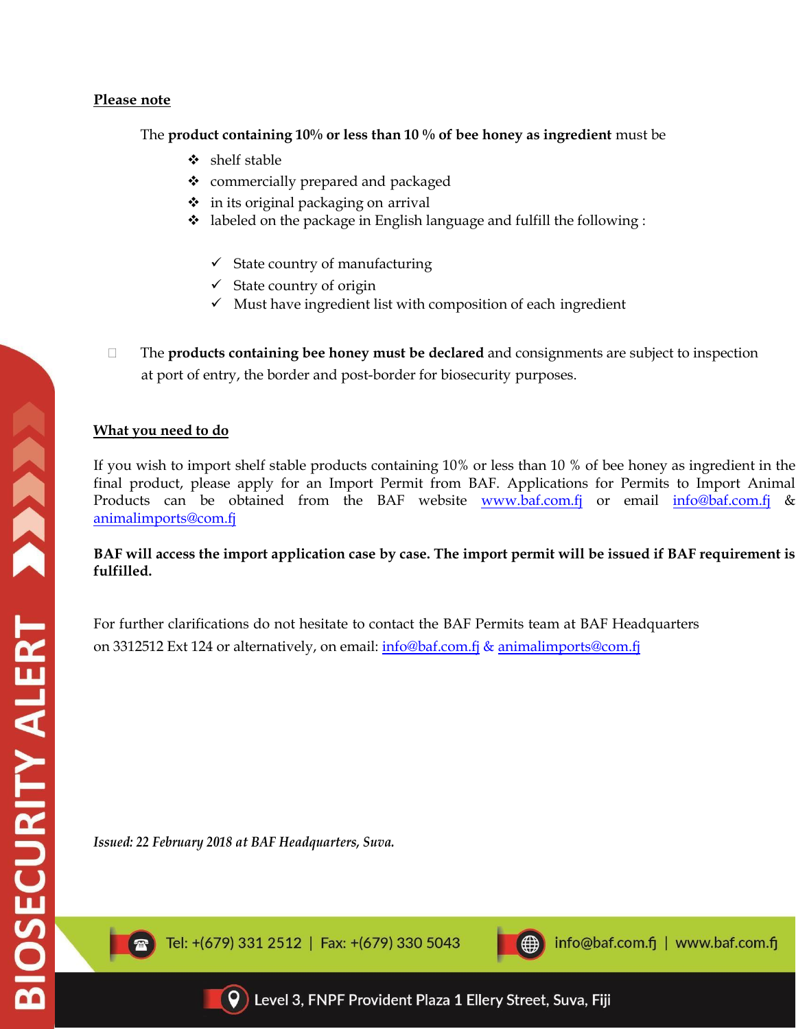**<u>Please note</u>**

The **product containing 10% or less than 10 % of bee honey as ingredient** must be

- ❖ shelf stable
- ❖ commercially prepared and packaged
- ❖ in its original packaging on arrival
- ❖ labeled on the package in English language and fulfill the following :
  - ✓ State country of manufacturing
  - ✓ State country of origin
  - ✓ Must have ingredient list with composition of each ingredient

- The **products containing bee honey must be declared** and consignments are subject to inspection at port of entry, the border and post-border for biosecurity purposes.

**<u>What you need to do</u>**

If you wish to import shelf stable products containing 10% or less than 10 % of bee honey as ingredient in the final product, please apply for an Import Permit from BAF. Applications for Permits to Import Animal Products can be obtained from the BAF website www.baf.com.fj or email info@baf.com.fj & animalimports@com.fj

**BAF will access the import application case by case. The import permit will be issued if BAF requirement is fulfilled.**

For further clarifications do not hesitate to contact the BAF Permits team at BAF Headquarters on 3312512 Ext 124 or alternatively, on email: info@baf.com.fj & animalimports@com.fj

*Issued: 22 February 2018 at BAF Headquarters, Suva.*